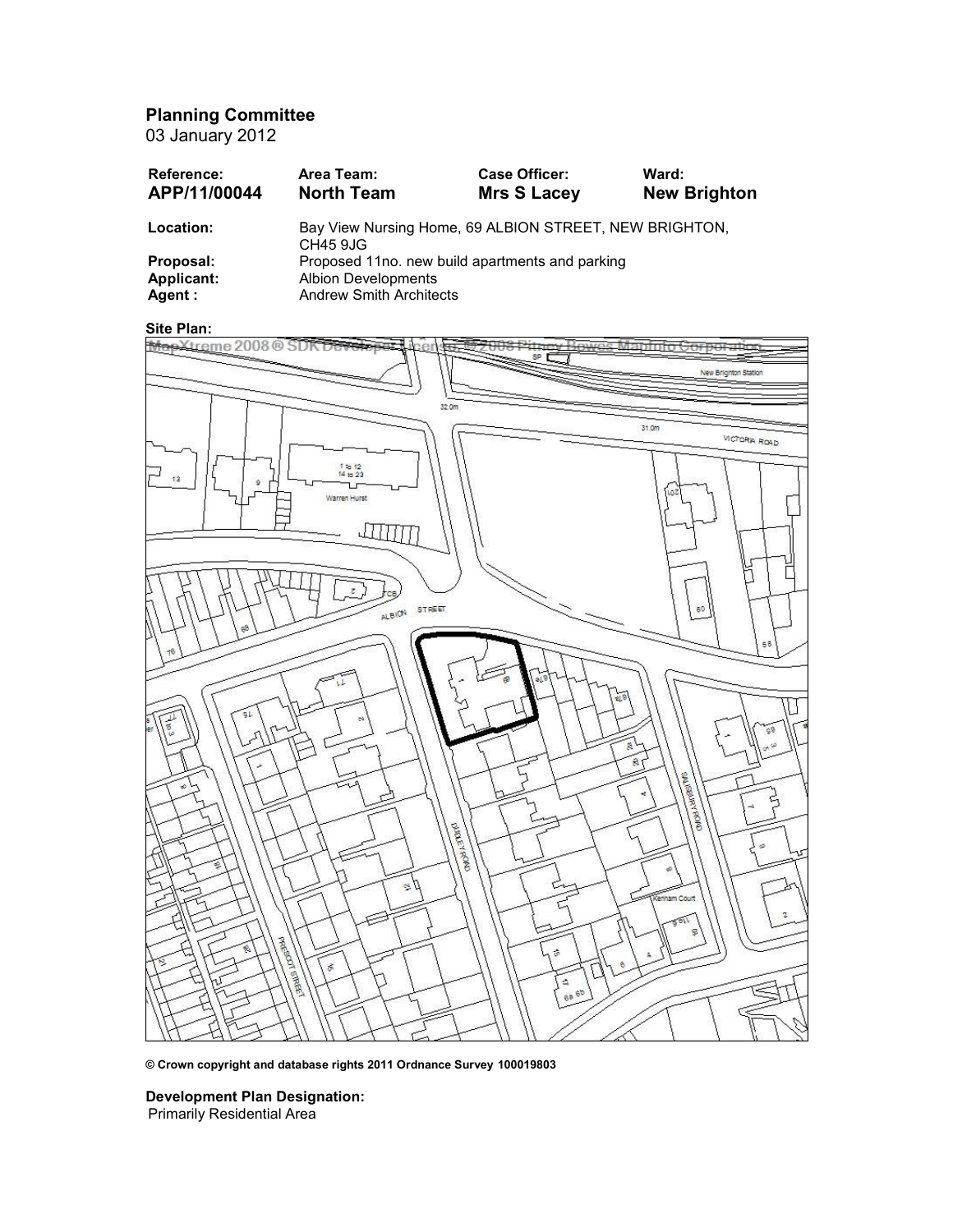**Planning Committee**
03 January 2012

| Reference: | Area Team: | Case Officer: | Ward: |
|---|---|---|---|
| **APP/11/00044** | **North Team** | **Mrs S Lacey** | **New Brighton** |

**Location:** Bay View Nursing Home, 69 ALBION STREET, NEW BRIGHTON, CH45 9JG
**Proposal:** Proposed 11no. new build apartments and parking
**Applicant:** Albion Developments
**Agent :** Andrew Smith Architects

**Site Plan:**

**© Crown copyright and database rights 2011 Ordnance Survey 100019803**

**Development Plan Designation:**
Primarily Residential Area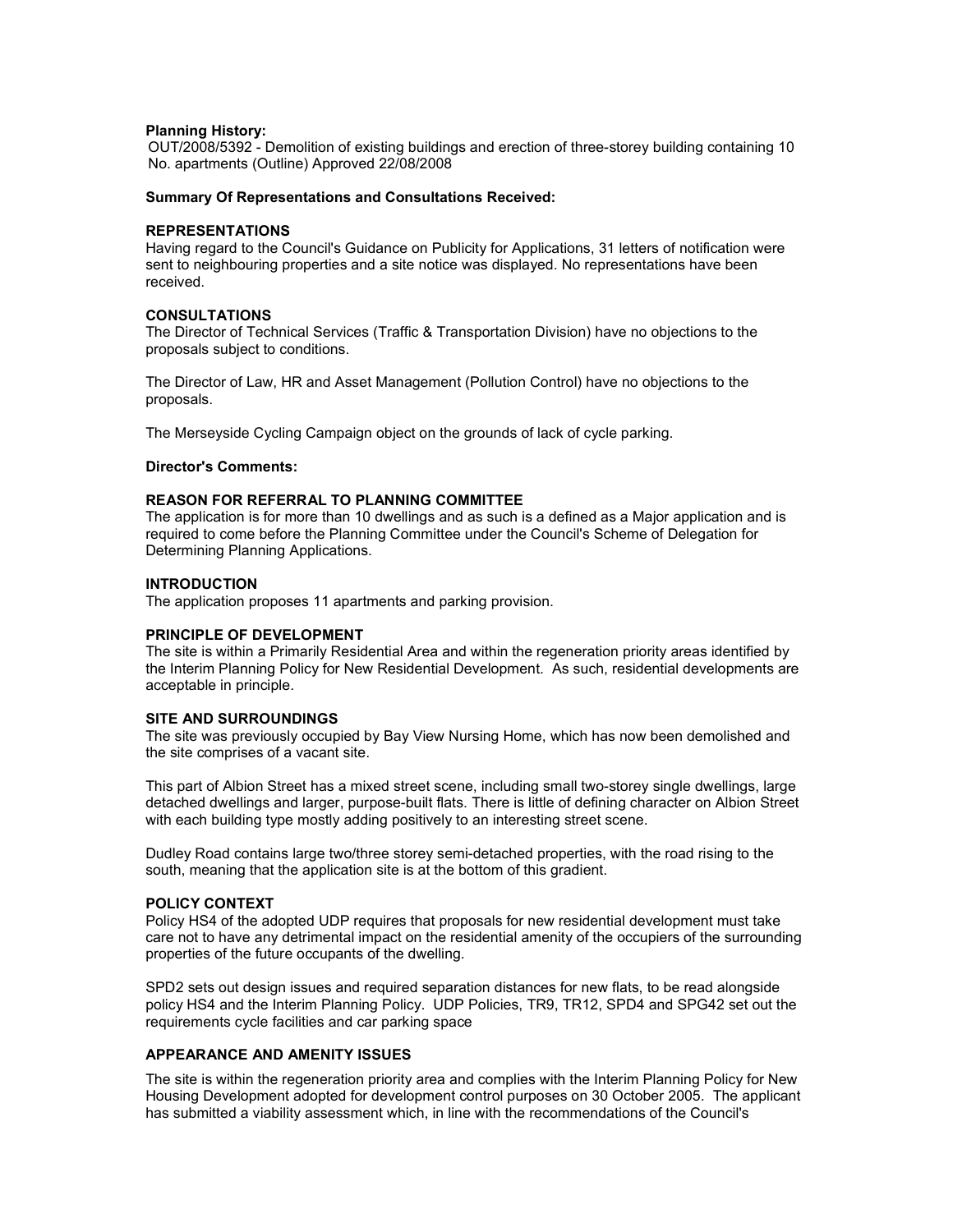**Planning History:**

OUT/2008/5392 - Demolition of existing buildings and erection of three-storey building containing 10 No. apartments (Outline) Approved 22/08/2008

**Summary Of Representations and Consultations Received:**

**REPRESENTATIONS**

Having regard to the Council's Guidance on Publicity for Applications, 31 letters of notification were sent to neighbouring properties and a site notice was displayed. No representations have been received.

**CONSULTATIONS**

The Director of Technical Services (Traffic & Transportation Division) have no objections to the proposals subject to conditions.

The Director of Law, HR and Asset Management (Pollution Control) have no objections to the proposals.

The Merseyside Cycling Campaign object on the grounds of lack of cycle parking.

**Director's Comments:**

**REASON FOR REFERRAL TO PLANNING COMMITTEE**

The application is for more than 10 dwellings and as such is a defined as a Major application and is required to come before the Planning Committee under the Council's Scheme of Delegation for Determining Planning Applications.

**INTRODUCTION**

The application proposes 11 apartments and parking provision.

**PRINCIPLE OF DEVELOPMENT**

The site is within a Primarily Residential Area and within the regeneration priority areas identified by the Interim Planning Policy for New Residential Development. As such, residential developments are acceptable in principle.

**SITE AND SURROUNDINGS**

The site was previously occupied by Bay View Nursing Home, which has now been demolished and the site comprises of a vacant site.

This part of Albion Street has a mixed street scene, including small two-storey single dwellings, large detached dwellings and larger, purpose-built flats. There is little of defining character on Albion Street with each building type mostly adding positively to an interesting street scene.

Dudley Road contains large two/three storey semi-detached properties, with the road rising to the south, meaning that the application site is at the bottom of this gradient.

**POLICY CONTEXT**

Policy HS4 of the adopted UDP requires that proposals for new residential development must take care not to have any detrimental impact on the residential amenity of the occupiers of the surrounding properties of the future occupants of the dwelling.

SPD2 sets out design issues and required separation distances for new flats, to be read alongside policy HS4 and the Interim Planning Policy. UDP Policies, TR9, TR12, SPD4 and SPG42 set out the requirements cycle facilities and car parking space

**APPEARANCE AND AMENITY ISSUES**

The site is within the regeneration priority area and complies with the Interim Planning Policy for New Housing Development adopted for development control purposes on 30 October 2005. The applicant has submitted a viability assessment which, in line with the recommendations of the Council's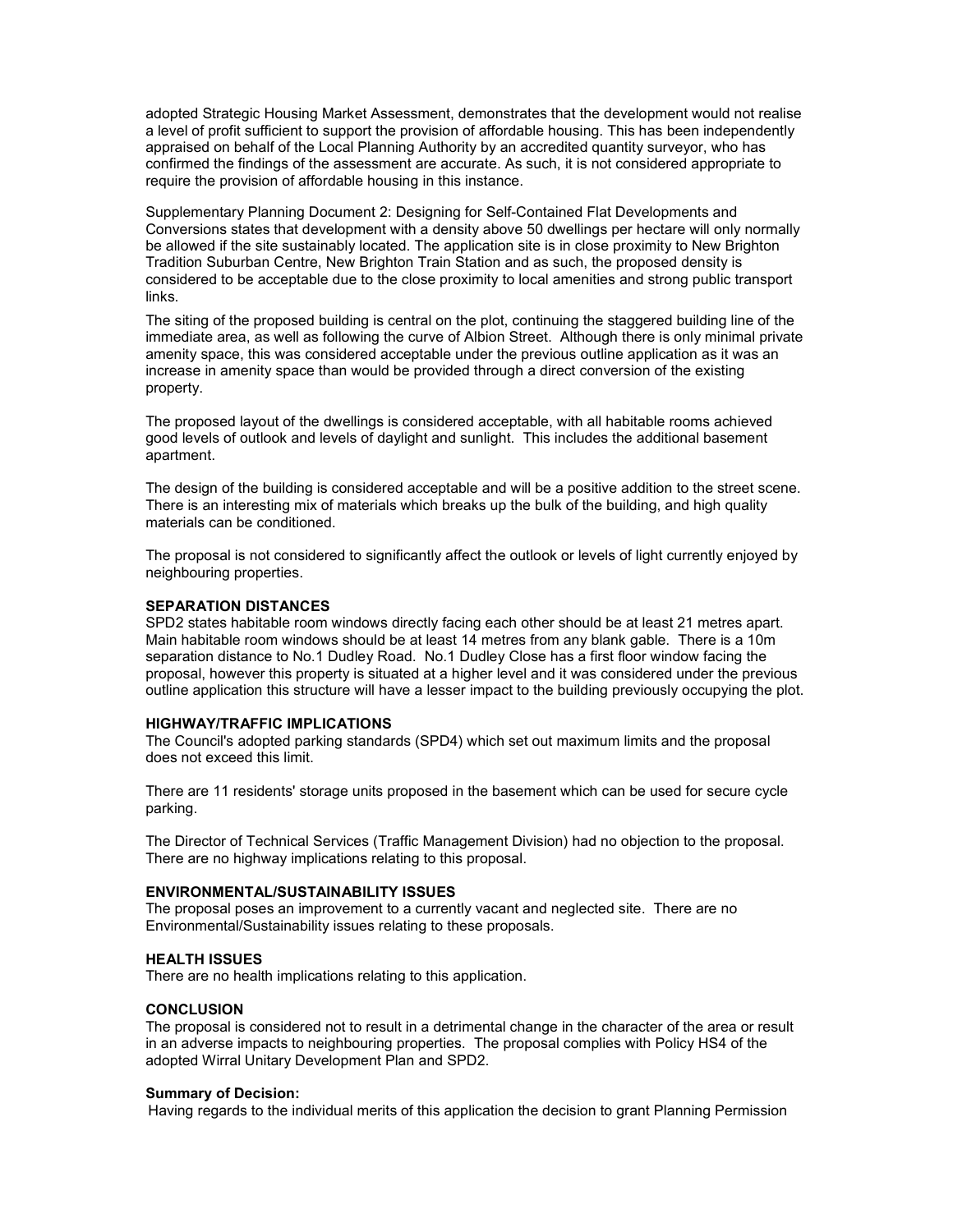adopted Strategic Housing Market Assessment, demonstrates that the development would not realise a level of profit sufficient to support the provision of affordable housing. This has been independently appraised on behalf of the Local Planning Authority by an accredited quantity surveyor, who has confirmed the findings of the assessment are accurate. As such, it is not considered appropriate to require the provision of affordable housing in this instance.

Supplementary Planning Document 2: Designing for Self-Contained Flat Developments and Conversions states that development with a density above 50 dwellings per hectare will only normally be allowed if the site sustainably located. The application site is in close proximity to New Brighton Tradition Suburban Centre, New Brighton Train Station and as such, the proposed density is considered to be acceptable due to the close proximity to local amenities and strong public transport links.

The siting of the proposed building is central on the plot, continuing the staggered building line of the immediate area, as well as following the curve of Albion Street. Although there is only minimal private amenity space, this was considered acceptable under the previous outline application as it was an increase in amenity space than would be provided through a direct conversion of the existing property.

The proposed layout of the dwellings is considered acceptable, with all habitable rooms achieved good levels of outlook and levels of daylight and sunlight. This includes the additional basement apartment.

The design of the building is considered acceptable and will be a positive addition to the street scene. There is an interesting mix of materials which breaks up the bulk of the building, and high quality materials can be conditioned.

The proposal is not considered to significantly affect the outlook or levels of light currently enjoyed by neighbouring properties.

**SEPARATION DISTANCES**

SPD2 states habitable room windows directly facing each other should be at least 21 metres apart. Main habitable room windows should be at least 14 metres from any blank gable. There is a 10m separation distance to No.1 Dudley Road. No.1 Dudley Close has a first floor window facing the proposal, however this property is situated at a higher level and it was considered under the previous outline application this structure will have a lesser impact to the building previously occupying the plot.

**HIGHWAY/TRAFFIC IMPLICATIONS**

The Council's adopted parking standards (SPD4) which set out maximum limits and the proposal does not exceed this limit.

There are 11 residents' storage units proposed in the basement which can be used for secure cycle parking.

The Director of Technical Services (Traffic Management Division) had no objection to the proposal. There are no highway implications relating to this proposal.

**ENVIRONMENTAL/SUSTAINABILITY ISSUES**

The proposal poses an improvement to a currently vacant and neglected site. There are no Environmental/Sustainability issues relating to these proposals.

**HEALTH ISSUES**

There are no health implications relating to this application.

**CONCLUSION**

The proposal is considered not to result in a detrimental change in the character of the area or result in an adverse impacts to neighbouring properties. The proposal complies with Policy HS4 of the adopted Wirral Unitary Development Plan and SPD2.

**Summary of Decision:**

Having regards to the individual merits of this application the decision to grant Planning Permission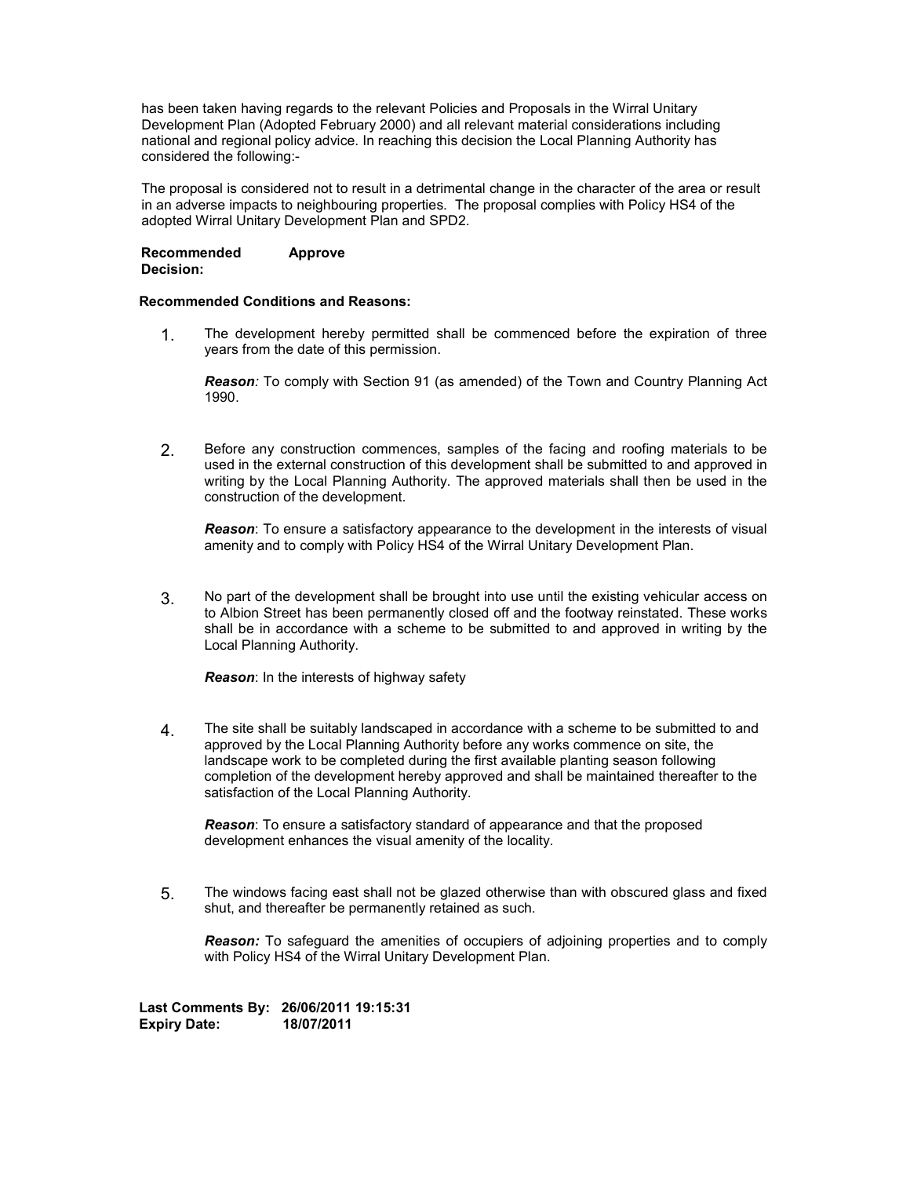has been taken having regards to the relevant Policies and Proposals in the Wirral Unitary Development Plan (Adopted February 2000) and all relevant material considerations including national and regional policy advice. In reaching this decision the Local Planning Authority has considered the following:-

The proposal is considered not to result in a detrimental change in the character of the area or result in an adverse impacts to neighbouring properties. The proposal complies with Policy HS4 of the adopted Wirral Unitary Development Plan and SPD2.

**Recommended Decision:** **Approve**

**Recommended Conditions and Reasons:**

1. The development hereby permitted shall be commenced before the expiration of three years from the date of this permission.

   ***Reason:*** To comply with Section 91 (as amended) of the Town and Country Planning Act 1990.

2. Before any construction commences, samples of the facing and roofing materials to be used in the external construction of this development shall be submitted to and approved in writing by the Local Planning Authority. The approved materials shall then be used in the construction of the development.

   ***Reason***: To ensure a satisfactory appearance to the development in the interests of visual amenity and to comply with Policy HS4 of the Wirral Unitary Development Plan.

3. No part of the development shall be brought into use until the existing vehicular access on to Albion Street has been permanently closed off and the footway reinstated. These works shall be in accordance with a scheme to be submitted to and approved in writing by the Local Planning Authority.

   ***Reason***: In the interests of highway safety

4. The site shall be suitably landscaped in accordance with a scheme to be submitted to and approved by the Local Planning Authority before any works commence on site, the landscape work to be completed during the first available planting season following completion of the development hereby approved and shall be maintained thereafter to the satisfaction of the Local Planning Authority.

   ***Reason***: To ensure a satisfactory standard of appearance and that the proposed development enhances the visual amenity of the locality.

5. The windows facing east shall not be glazed otherwise than with obscured glass and fixed shut, and thereafter be permanently retained as such.

   ***Reason:*** To safeguard the amenities of occupiers of adjoining properties and to comply with Policy HS4 of the Wirral Unitary Development Plan.

**Last Comments By: 26/06/2011 19:15:31**
**Expiry Date: 18/07/2011**